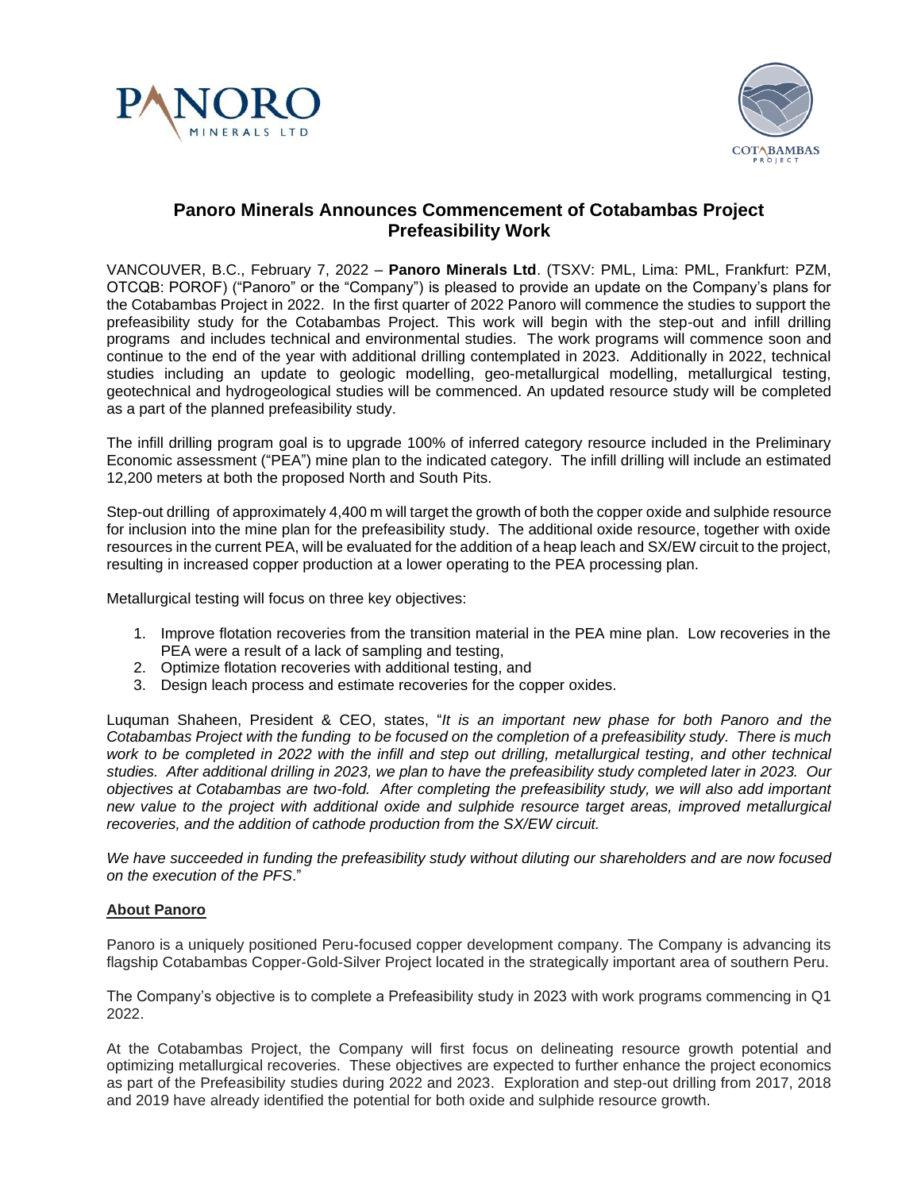# Panoro Minerals Announces Commencement of Cotabambas Project Prefeasibility Work

VANCOUVER, B.C., February 7, 2022 – **Panoro Minerals Ltd**. (TSXV: PML, Lima: PML, Frankfurt: PZM, OTCQB: POROF) ("Panoro" or the "Company") is pleased to provide an update on the Company's plans for the Cotabambas Project in 2022. In the first quarter of 2022 Panoro will commence the studies to support the prefeasibility study for the Cotabambas Project. This work will begin with the step-out and infill drilling programs and includes technical and environmental studies. The work programs will commence soon and continue to the end of the year with additional drilling contemplated in 2023. Additionally in 2022, technical studies including an update to geologic modelling, geo-metallurgical modelling, metallurgical testing, geotechnical and hydrogeological studies will be commenced. An updated resource study will be completed as a part of the planned prefeasibility study.

The infill drilling program goal is to upgrade 100% of inferred category resource included in the Preliminary Economic assessment ("PEA") mine plan to the indicated category. The infill drilling will include an estimated 12,200 meters at both the proposed North and South Pits.

Step-out drilling of approximately 4,400 m will target the growth of both the copper oxide and sulphide resource for inclusion into the mine plan for the prefeasibility study. The additional oxide resource, together with oxide resources in the current PEA, will be evaluated for the addition of a heap leach and SX/EW circuit to the project, resulting in increased copper production at a lower operating to the PEA processing plan.

Metallurgical testing will focus on three key objectives:

1. Improve flotation recoveries from the transition material in the PEA mine plan. Low recoveries in the PEA were a result of a lack of sampling and testing,
2. Optimize flotation recoveries with additional testing, and
3. Design leach process and estimate recoveries for the copper oxides.

Luquman Shaheen, President & CEO, states, "*It is an important new phase for both Panoro and the Cotabambas Project with the funding to be focused on the completion of a prefeasibility study. There is much work to be completed in 2022 with the infill and step out drilling, metallurgical testing, and other technical studies. After additional drilling in 2023, we plan to have the prefeasibility study completed later in 2023. Our objectives at Cotabambas are two-fold. After completing the prefeasibility study, we will also add important new value to the project with additional oxide and sulphide resource target areas, improved metallurgical recoveries, and the addition of cathode production from the SX/EW circuit.*

*We have succeeded in funding the prefeasibility study without diluting our shareholders and are now focused on the execution of the PFS*."

## About Panoro

Panoro is a uniquely positioned Peru-focused copper development company. The Company is advancing its flagship Cotabambas Copper-Gold-Silver Project located in the strategically important area of southern Peru.

The Company's objective is to complete a Prefeasibility study in 2023 with work programs commencing in Q1 2022.

At the Cotabambas Project, the Company will first focus on delineating resource growth potential and optimizing metallurgical recoveries. These objectives are expected to further enhance the project economics as part of the Prefeasibility studies during 2022 and 2023. Exploration and step-out drilling from 2017, 2018 and 2019 have already identified the potential for both oxide and sulphide resource growth.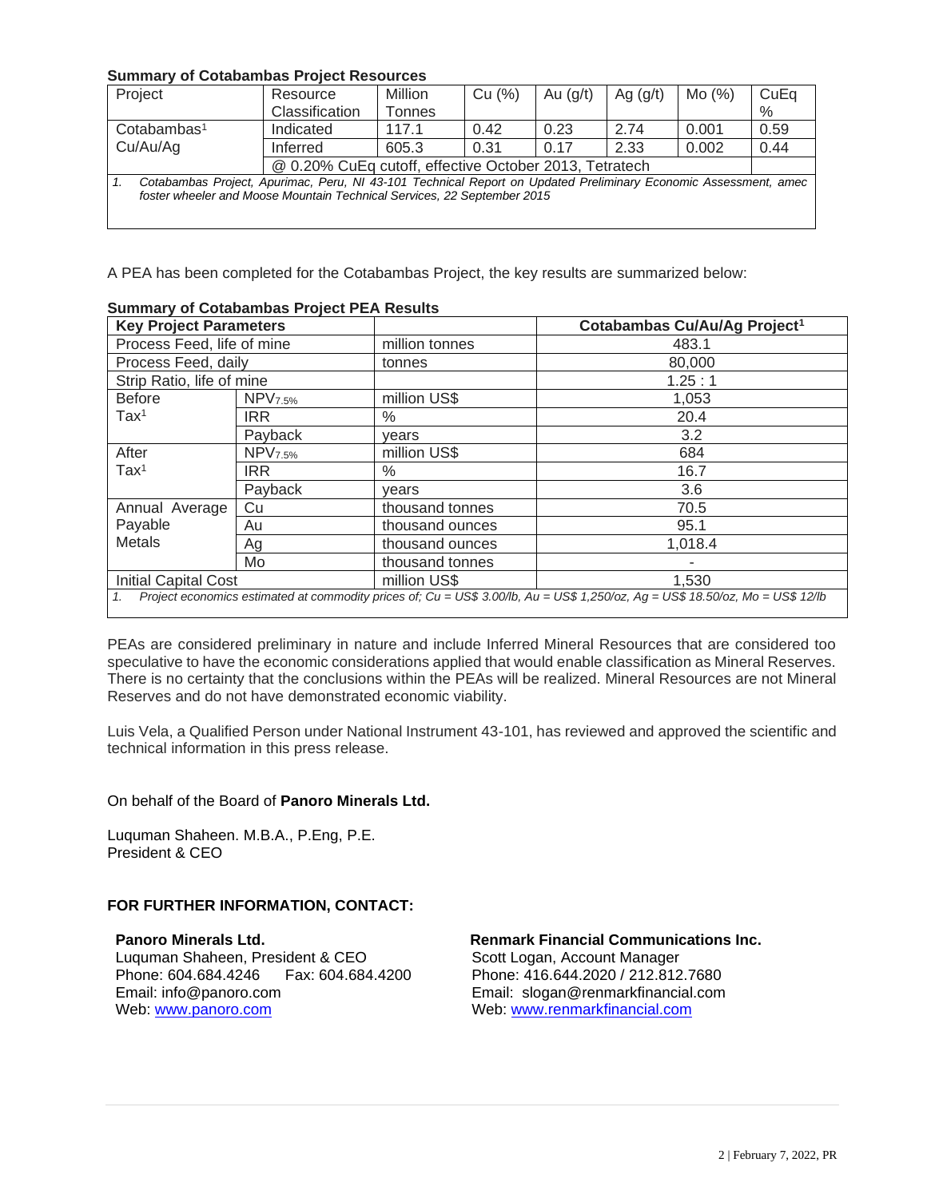**Summary of Cotabambas Project Resources**

| Project | Resource Classification | Million Tonnes | Cu (%) | Au (g/t) | Ag (g/t) | Mo (%) | CuEq % |
|---|---|---|---|---|---|---|---|
| Cotabambas[1] Cu/Au/Ag | Indicated | 117.1 | 0.42 | 0.23 | 2.74 | 0.001 | 0.59 |
| | Inferred | 605.3 | 0.31 | 0.17 | 2.33 | 0.002 | 0.44 |
| | @ 0.20% CuEq cutoff, effective October 2013, Tetratech | | | | | | |

1. *Cotabambas Project, Apurimac, Peru, NI 43-101 Technical Report on Updated Preliminary Economic Assessment, amec foster wheeler and Moose Mountain Technical Services, 22 September 2015*

A PEA has been completed for the Cotabambas Project, the key results are summarized below:

**Summary of Cotabambas Project PEA Results**

| **Key Project Parameters** | | | **Cotabambas Cu/Au/Ag Project[1]** |
|---|---|---|---|
| Process Feed, life of mine | | million tonnes | 483.1 |
| Process Feed, daily | | tonnes | 80,000 |
| Strip Ratio, life of mine | | | 1.25 : 1 |
| Before Tax[1] | $NPV_{7.5\%}$ | million US$ | 1,053 |
| | IRR | % | 20.4 |
| | Payback | years | 3.2 |
| After Tax[1] | $NPV_{7.5\%}$ | million US$ | 684 |
| | IRR | % | 16.7 |
| | Payback | years | 3.6 |
| Annual Average Payable Metals | Cu | thousand tonnes | 70.5 |
| | Au | thousand ounces | 95.1 |
| | Ag | thousand ounces | 1,018.4 |
| | Mo | thousand tonnes | - |
| Initial Capital Cost | | million US$ | 1,530 |

1. *Project economics estimated at commodity prices of; Cu = US$ 3.00/lb, Au = US$ 1,250/oz, Ag = US$ 18.50/oz, Mo = US$ 12/lb*

PEAs are considered preliminary in nature and include Inferred Mineral Resources that are considered too speculative to have the economic considerations applied that would enable classification as Mineral Reserves. There is no certainty that the conclusions within the PEAs will be realized. Mineral Resources are not Mineral Reserves and do not have demonstrated economic viability.

Luis Vela, a Qualified Person under National Instrument 43-101, has reviewed and approved the scientific and technical information in this press release.

On behalf of the Board of **Panoro Minerals Ltd.**

Luquman Shaheen. M.B.A., P.Eng, P.E.
President & CEO

**FOR FURTHER INFORMATION, CONTACT:**

**Panoro Minerals Ltd.**
Luquman Shaheen, President & CEO
Phone: 604.684.4246 Fax: 604.684.4200
Email: info@panoro.com
Web: [www.panoro.com](http://www.panoro.com)

**Renmark Financial Communications Inc.**
Scott Logan, Account Manager
Phone: 416.644.2020 / 212.812.7680
Email: slogan@renmarkfinancial.com
Web: [www.renmarkfinancial.com](http://www.renmarkfinancial.com)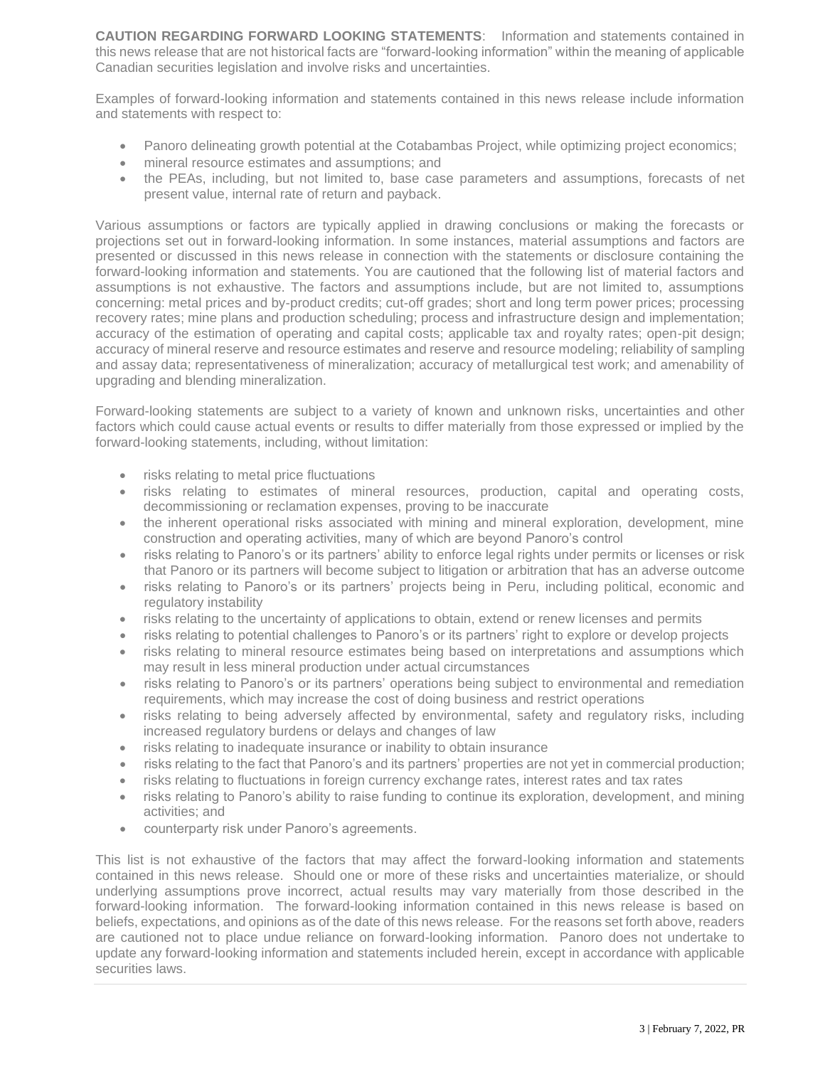**CAUTION REGARDING FORWARD LOOKING STATEMENTS**: Information and statements contained in this news release that are not historical facts are "forward-looking information" within the meaning of applicable Canadian securities legislation and involve risks and uncertainties.

Examples of forward-looking information and statements contained in this news release include information and statements with respect to:

- Panoro delineating growth potential at the Cotabambas Project, while optimizing project economics;
- mineral resource estimates and assumptions; and
- the PEAs, including, but not limited to, base case parameters and assumptions, forecasts of net present value, internal rate of return and payback.

Various assumptions or factors are typically applied in drawing conclusions or making the forecasts or projections set out in forward-looking information. In some instances, material assumptions and factors are presented or discussed in this news release in connection with the statements or disclosure containing the forward-looking information and statements. You are cautioned that the following list of material factors and assumptions is not exhaustive. The factors and assumptions include, but are not limited to, assumptions concerning: metal prices and by-product credits; cut-off grades; short and long term power prices; processing recovery rates; mine plans and production scheduling; process and infrastructure design and implementation; accuracy of the estimation of operating and capital costs; applicable tax and royalty rates; open-pit design; accuracy of mineral reserve and resource estimates and reserve and resource modeling; reliability of sampling and assay data; representativeness of mineralization; accuracy of metallurgical test work; and amenability of upgrading and blending mineralization.

Forward-looking statements are subject to a variety of known and unknown risks, uncertainties and other factors which could cause actual events or results to differ materially from those expressed or implied by the forward-looking statements, including, without limitation:

- risks relating to metal price fluctuations
- risks relating to estimates of mineral resources, production, capital and operating costs, decommissioning or reclamation expenses, proving to be inaccurate
- the inherent operational risks associated with mining and mineral exploration, development, mine construction and operating activities, many of which are beyond Panoro's control
- risks relating to Panoro's or its partners' ability to enforce legal rights under permits or licenses or risk that Panoro or its partners will become subject to litigation or arbitration that has an adverse outcome
- risks relating to Panoro's or its partners' projects being in Peru, including political, economic and regulatory instability
- risks relating to the uncertainty of applications to obtain, extend or renew licenses and permits
- risks relating to potential challenges to Panoro's or its partners' right to explore or develop projects
- risks relating to mineral resource estimates being based on interpretations and assumptions which may result in less mineral production under actual circumstances
- risks relating to Panoro's or its partners' operations being subject to environmental and remediation requirements, which may increase the cost of doing business and restrict operations
- risks relating to being adversely affected by environmental, safety and regulatory risks, including increased regulatory burdens or delays and changes of law
- risks relating to inadequate insurance or inability to obtain insurance
- risks relating to the fact that Panoro's and its partners' properties are not yet in commercial production;
- risks relating to fluctuations in foreign currency exchange rates, interest rates and tax rates
- risks relating to Panoro's ability to raise funding to continue its exploration, development, and mining activities; and
- counterparty risk under Panoro's agreements.

This list is not exhaustive of the factors that may affect the forward-looking information and statements contained in this news release. Should one or more of these risks and uncertainties materialize, or should underlying assumptions prove incorrect, actual results may vary materially from those described in the forward-looking information. The forward-looking information contained in this news release is based on beliefs, expectations, and opinions as of the date of this news release. For the reasons set forth above, readers are cautioned not to place undue reliance on forward-looking information. Panoro does not undertake to update any forward-looking information and statements included herein, except in accordance with applicable securities laws.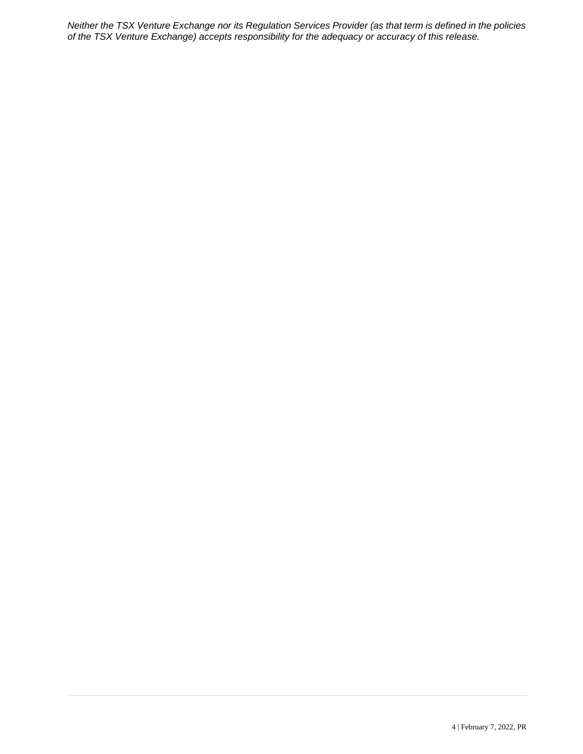*Neither the TSX Venture Exchange nor its Regulation Services Provider (as that term is defined in the policies of the TSX Venture Exchange) accepts responsibility for the adequacy or accuracy of this release.*